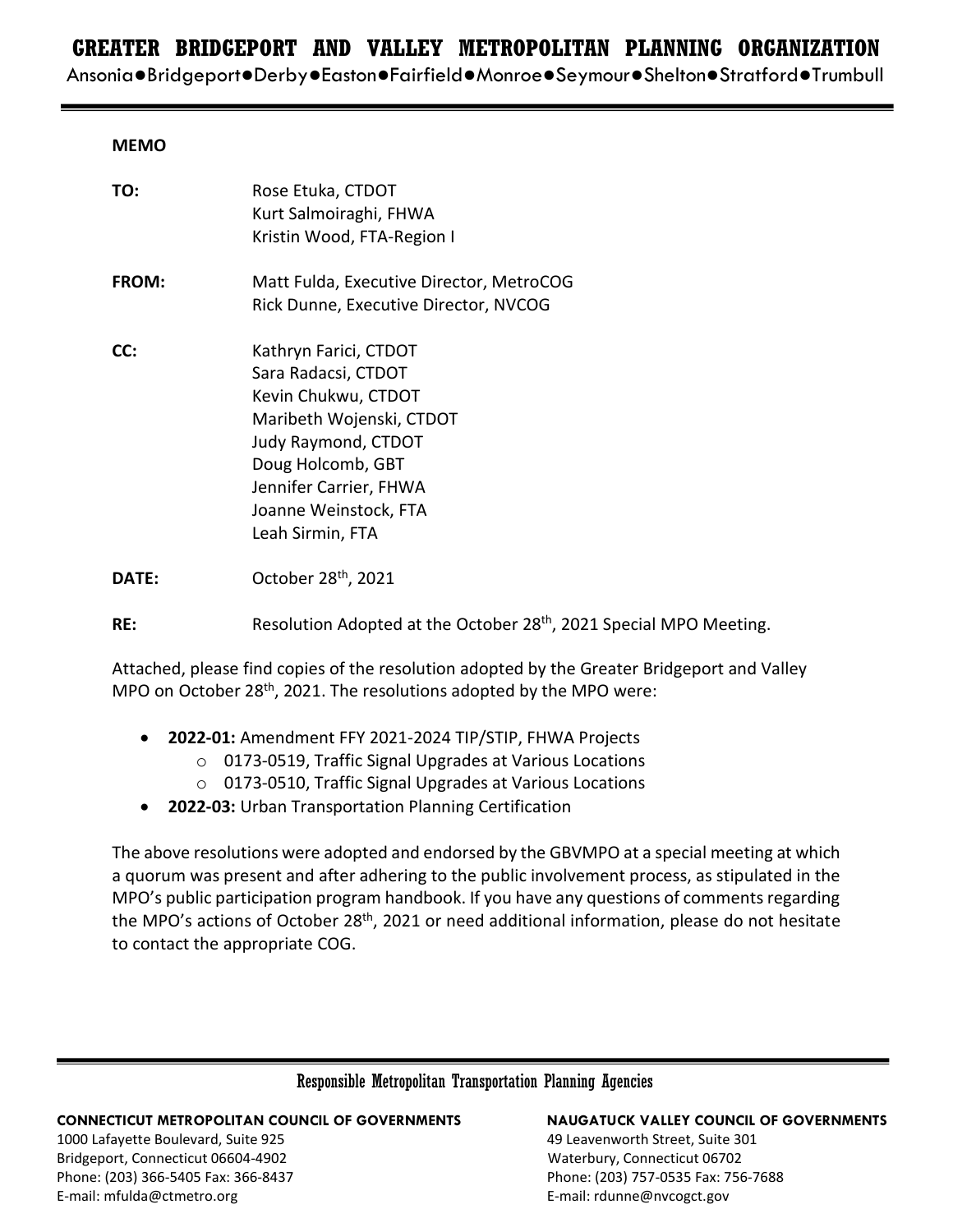# GREATER BRIDGEPORT AND VALLEY METROPOLITAN PLANNING ORGANIZATION

Ansonia●Bridgeport●Derby●Easton●Fairfield●Monroe●Seymour●Shelton●Stratford●Trumbull

---

**MEMO**

| | |
|---|---|
| **TO:** | Rose Etuka, CTDOT<br>Kurt Salmoiraghi, FHWA<br>Kristin Wood, FTA-Region I |
| **FROM:** | Matt Fulda, Executive Director, MetroCOG<br>Rick Dunne, Executive Director, NVCOG |
| **CC:** | Kathryn Farici, CTDOT<br>Sara Radacsi, CTDOT<br>Kevin Chukwu, CTDOT<br>Maribeth Wojenski, CTDOT<br>Judy Raymond, CTDOT<br>Doug Holcomb, GBT<br>Jennifer Carrier, FHWA<br>Joanne Weinstock, FTA<br>Leah Sirmin, FTA |
| **DATE:** | October 28th, 2021 |
| **RE:** | Resolution Adopted at the October 28th, 2021 Special MPO Meeting. |

Attached, please find copies of the resolution adopted by the Greater Bridgeport and Valley MPO on October 28th, 2021. The resolutions adopted by the MPO were:

- **2022-01:** Amendment FFY 2021-2024 TIP/STIP, FHWA Projects
  - 0173-0519, Traffic Signal Upgrades at Various Locations
  - 0173-0510, Traffic Signal Upgrades at Various Locations
- **2022-03:** Urban Transportation Planning Certification

The above resolutions were adopted and endorsed by the GBVMPO at a special meeting at which a quorum was present and after adhering to the public involvement process, as stipulated in the MPO's public participation program handbook. If you have any questions of comments regarding the MPO's actions of October 28th, 2021 or need additional information, please do not hesitate to contact the appropriate COG.

---

Responsible Metropolitan Transportation Planning Agencies

**CONNECTICUT METROPOLITAN COUNCIL OF GOVERNMENTS**
1000 Lafayette Boulevard, Suite 925
Bridgeport, Connecticut 06604-4902
Phone: (203) 366-5405 Fax: 366-8437
E-mail: mfulda@ctmetro.org

**NAUGATUCK VALLEY COUNCIL OF GOVERNMENTS**
49 Leavenworth Street, Suite 301
Waterbury, Connecticut 06702
Phone: (203) 757-0535 Fax: 756-7688
E-mail: rdunne@nvcogct.gov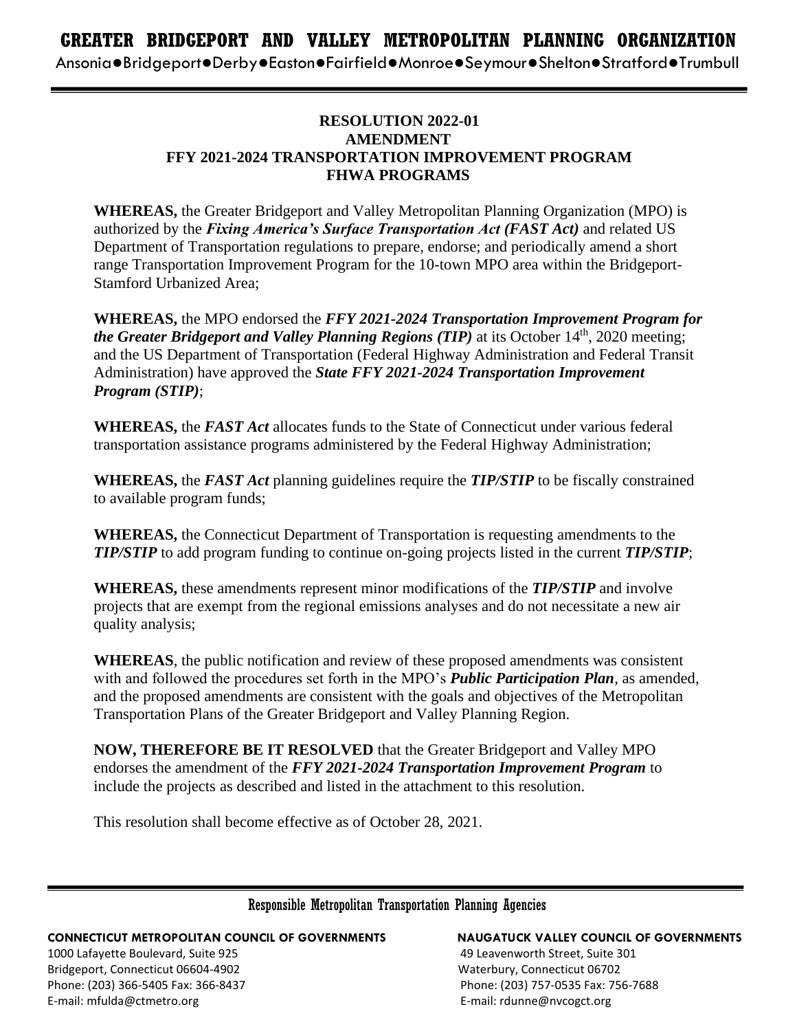# GREATER BRIDGEPORT AND VALLEY METROPOLITAN PLANNING ORGANIZATION

Ansonia●Bridgeport●Derby●Easton●Fairfield●Monroe●Seymour●Shelton●Stratford●Trumbull

**RESOLUTION 2022-01**
**AMENDMENT**
**FFY 2021-2024 TRANSPORTATION IMPROVEMENT PROGRAM**
**FHWA PROGRAMS**

**WHEREAS,** the Greater Bridgeport and Valley Metropolitan Planning Organization (MPO) is authorized by the ***Fixing America's Surface Transportation Act (FAST Act)*** and related US Department of Transportation regulations to prepare, endorse; and periodically amend a short range Transportation Improvement Program for the 10-town MPO area within the Bridgeport-Stamford Urbanized Area;

**WHEREAS,** the MPO endorsed the ***FFY 2021-2024 Transportation Improvement Program for the Greater Bridgeport and Valley Planning Regions (TIP)*** at its October 14th, 2020 meeting; and the US Department of Transportation (Federal Highway Administration and Federal Transit Administration) have approved the ***State FFY 2021-2024 Transportation Improvement Program (STIP)***;

**WHEREAS,** the ***FAST Act*** allocates funds to the State of Connecticut under various federal transportation assistance programs administered by the Federal Highway Administration;

**WHEREAS,** the ***FAST Act*** planning guidelines require the ***TIP/STIP*** to be fiscally constrained to available program funds;

**WHEREAS,** the Connecticut Department of Transportation is requesting amendments to the ***TIP/STIP*** to add program funding to continue on-going projects listed in the current ***TIP/STIP***;

**WHEREAS,** these amendments represent minor modifications of the ***TIP/STIP*** and involve projects that are exempt from the regional emissions analyses and do not necessitate a new air quality analysis;

**WHEREAS**, the public notification and review of these proposed amendments was consistent with and followed the procedures set forth in the MPO's ***Public Participation Plan***, as amended, and the proposed amendments are consistent with the goals and objectives of the Metropolitan Transportation Plans of the Greater Bridgeport and Valley Planning Region.

**NOW, THEREFORE BE IT RESOLVED** that the Greater Bridgeport and Valley MPO endorses the amendment of the ***FFY 2021-2024 Transportation Improvement Program*** to include the projects as described and listed in the attachment to this resolution.

This resolution shall become effective as of October 28, 2021.

Responsible Metropolitan Transportation Planning Agencies

**CONNECTICUT METROPOLITAN COUNCIL OF GOVERNMENTS**
1000 Lafayette Boulevard, Suite 925
Bridgeport, Connecticut 06604-4902
Phone: (203) 366-5405 Fax: 366-8437
E-mail: mfulda@ctmetro.org

**NAUGATUCK VALLEY COUNCIL OF GOVERNMENTS**
49 Leavenworth Street, Suite 301
Waterbury, Connecticut 06702
Phone: (203) 757-0535 Fax: 756-7688
E-mail: rdunne@nvcogct.org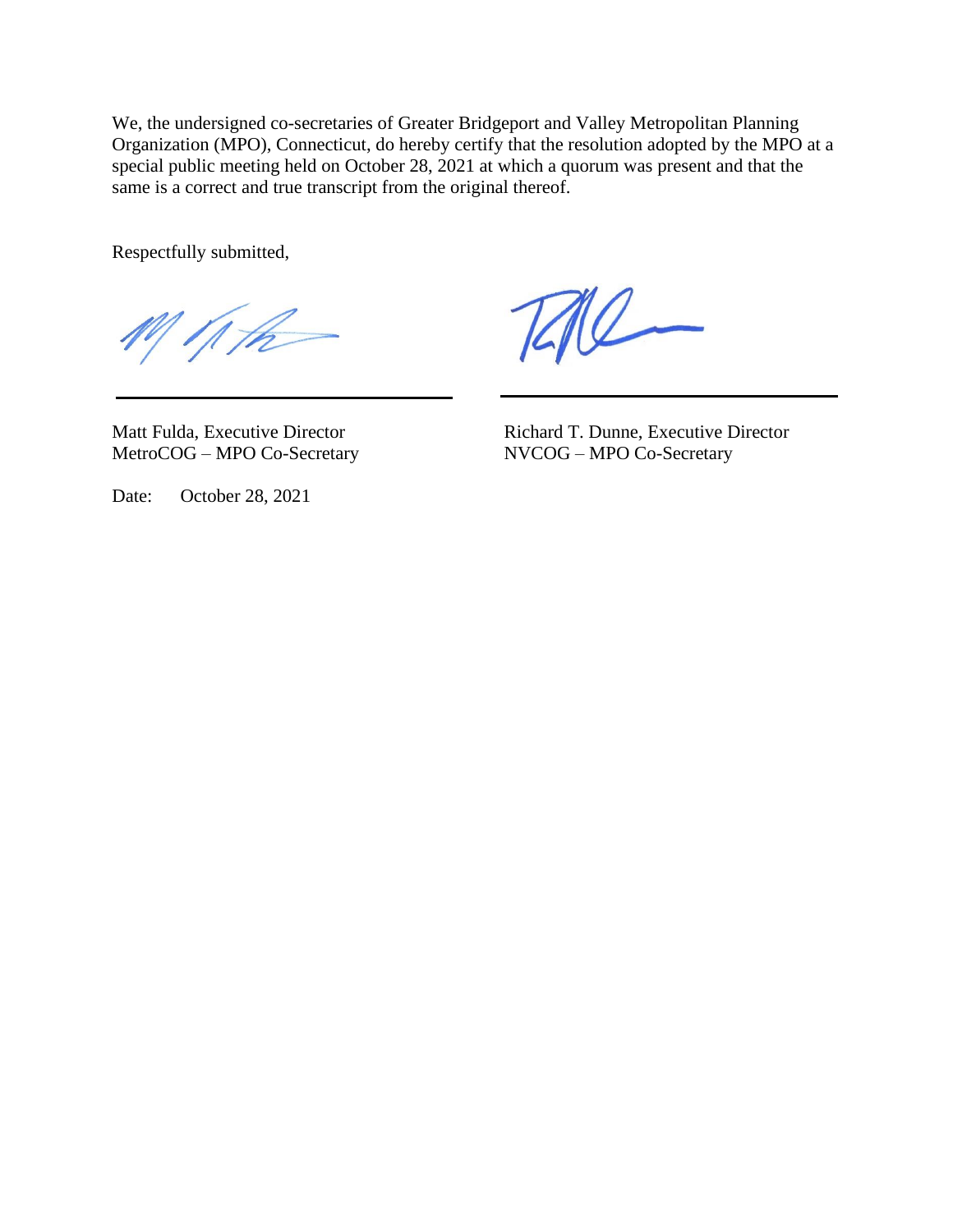We, the undersigned co-secretaries of Greater Bridgeport and Valley Metropolitan Planning Organization (MPO), Connecticut, do hereby certify that the resolution adopted by the MPO at a special public meeting held on October 28, 2021 at which a quorum was present and that the same is a correct and true transcript from the original thereof.

Respectfully submitted,

Matt Fulda, Executive Director
MetroCOG – MPO Co-Secretary

Richard T. Dunne, Executive Director
NVCOG – MPO Co-Secretary

Date: October 28, 2021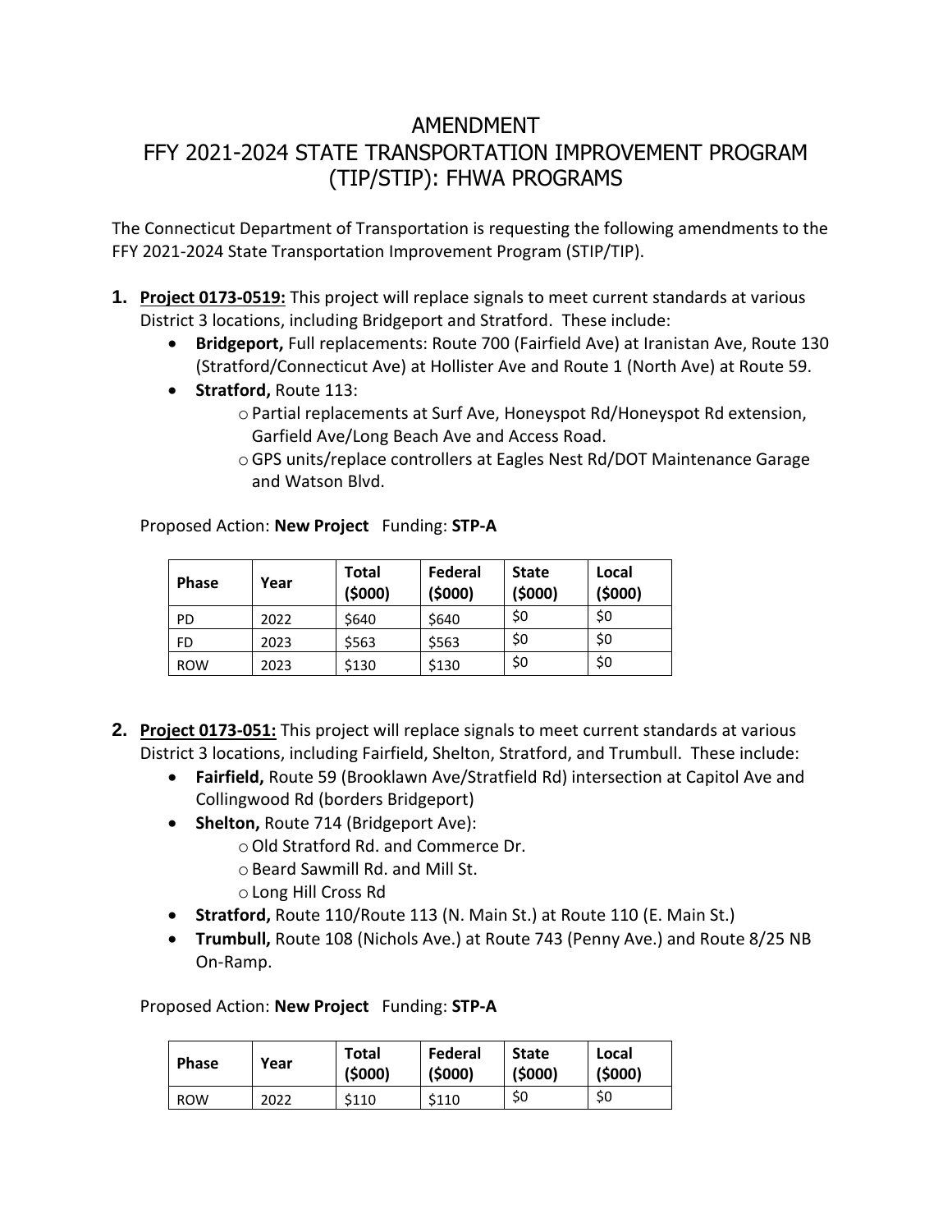# AMENDMENT
# FFY 2021-2024 STATE TRANSPORTATION IMPROVEMENT PROGRAM (TIP/STIP): FHWA PROGRAMS

The Connecticut Department of Transportation is requesting the following amendments to the FFY 2021-2024 State Transportation Improvement Program (STIP/TIP).

1. **Project 0173-0519:** This project will replace signals to meet current standards at various District 3 locations, including Bridgeport and Stratford. These include:
   - **Bridgeport,** Full replacements: Route 700 (Fairfield Ave) at Iranistan Ave, Route 130 (Stratford/Connecticut Ave) at Hollister Ave and Route 1 (North Ave) at Route 59.
   - **Stratford,** Route 113:
     - Partial replacements at Surf Ave, Honeyspot Rd/Honeyspot Rd extension, Garfield Ave/Long Beach Ave and Access Road.
     - GPS units/replace controllers at Eagles Nest Rd/DOT Maintenance Garage and Watson Blvd.

   Proposed Action: **New Project** Funding: **STP-A**

| Phase | Year | Total ($000) | Federal ($000) | State ($000) | Local ($000) |
|---|---|---|---|---|---|
| PD | 2022 | $640 | $640 | $0 | $0 |
| FD | 2023 | $563 | $563 | $0 | $0 |
| ROW | 2023 | $130 | $130 | $0 | $0 |

2. **Project 0173-051:** This project will replace signals to meet current standards at various District 3 locations, including Fairfield, Shelton, Stratford, and Trumbull. These include:
   - **Fairfield,** Route 59 (Brooklawn Ave/Stratfield Rd) intersection at Capitol Ave and Collingwood Rd (borders Bridgeport)
   - **Shelton,** Route 714 (Bridgeport Ave):
     - Old Stratford Rd. and Commerce Dr.
     - Beard Sawmill Rd. and Mill St.
     - Long Hill Cross Rd
   - **Stratford,** Route 110/Route 113 (N. Main St.) at Route 110 (E. Main St.)
   - **Trumbull,** Route 108 (Nichols Ave.) at Route 743 (Penny Ave.) and Route 8/25 NB On-Ramp.

   Proposed Action: **New Project** Funding: **STP-A**

| Phase | Year | Total ($000) | Federal ($000) | State ($000) | Local ($000) |
|---|---|---|---|---|---|
| ROW | 2022 | $110 | $110 | $0 | $0 |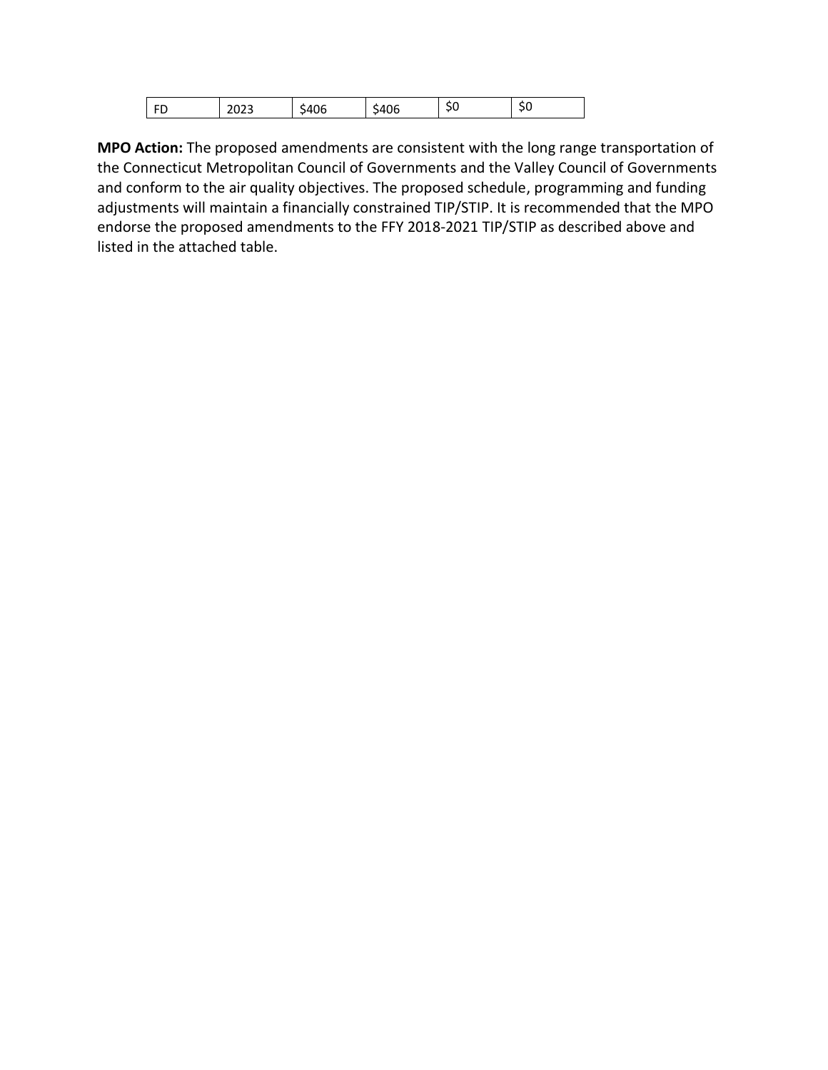| | | | | | |
|---|---|---|---|---|---|
| FD | 2023 | $406 | $406 | $0 | $0 |

**MPO Action:** The proposed amendments are consistent with the long range transportation of the Connecticut Metropolitan Council of Governments and the Valley Council of Governments and conform to the air quality objectives. The proposed schedule, programming and funding adjustments will maintain a financially constrained TIP/STIP. It is recommended that the MPO endorse the proposed amendments to the FFY 2018-2021 TIP/STIP as described above and listed in the attached table.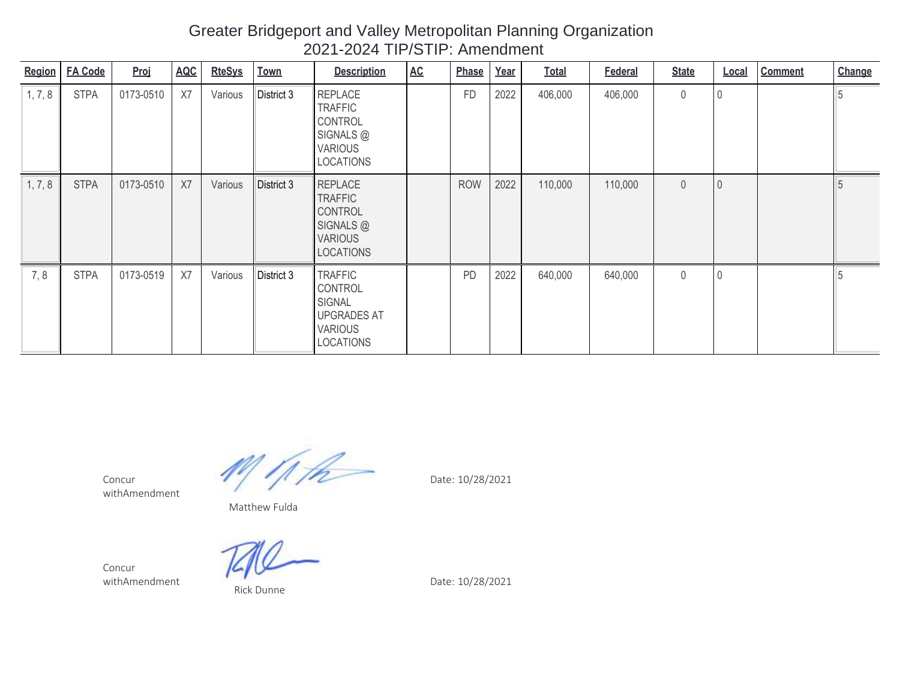# Greater Bridgeport and Valley Metropolitan Planning Organization
## 2021-2024 TIP/STIP: Amendment

| Region | FA Code | Proj | AQC | RteSys | Town | Description | AC | Phase | Year | Total | Federal | State | Local | Comment | Change |
|---|---|---|---|---|---|---|---|---|---|---|---|---|---|---|---|
| 1, 7, 8 | STPA | 0173-0510 | X7 | Various | District 3 | REPLACE TRAFFIC CONTROL SIGNALS @ VARIOUS LOCATIONS | | FD | 2022 | 406,000 | 406,000 | 0 | 0 | | 5 |
| 1, 7, 8 | STPA | 0173-0510 | X7 | Various | District 3 | REPLACE TRAFFIC CONTROL SIGNALS @ VARIOUS LOCATIONS | | ROW | 2022 | 110,000 | 110,000 | 0 | 0 | | 5 |
| 7, 8 | STPA | 0173-0519 | X7 | Various | District 3 | TRAFFIC CONTROL SIGNAL UPGRADES AT VARIOUS LOCATIONS | | PD | 2022 | 640,000 | 640,000 | 0 | 0 | | 5 |

Concur withAmendment

Matthew Fulda

Date: 10/28/2021

Concur withAmendment

Rick Dunne

Date: 10/28/2021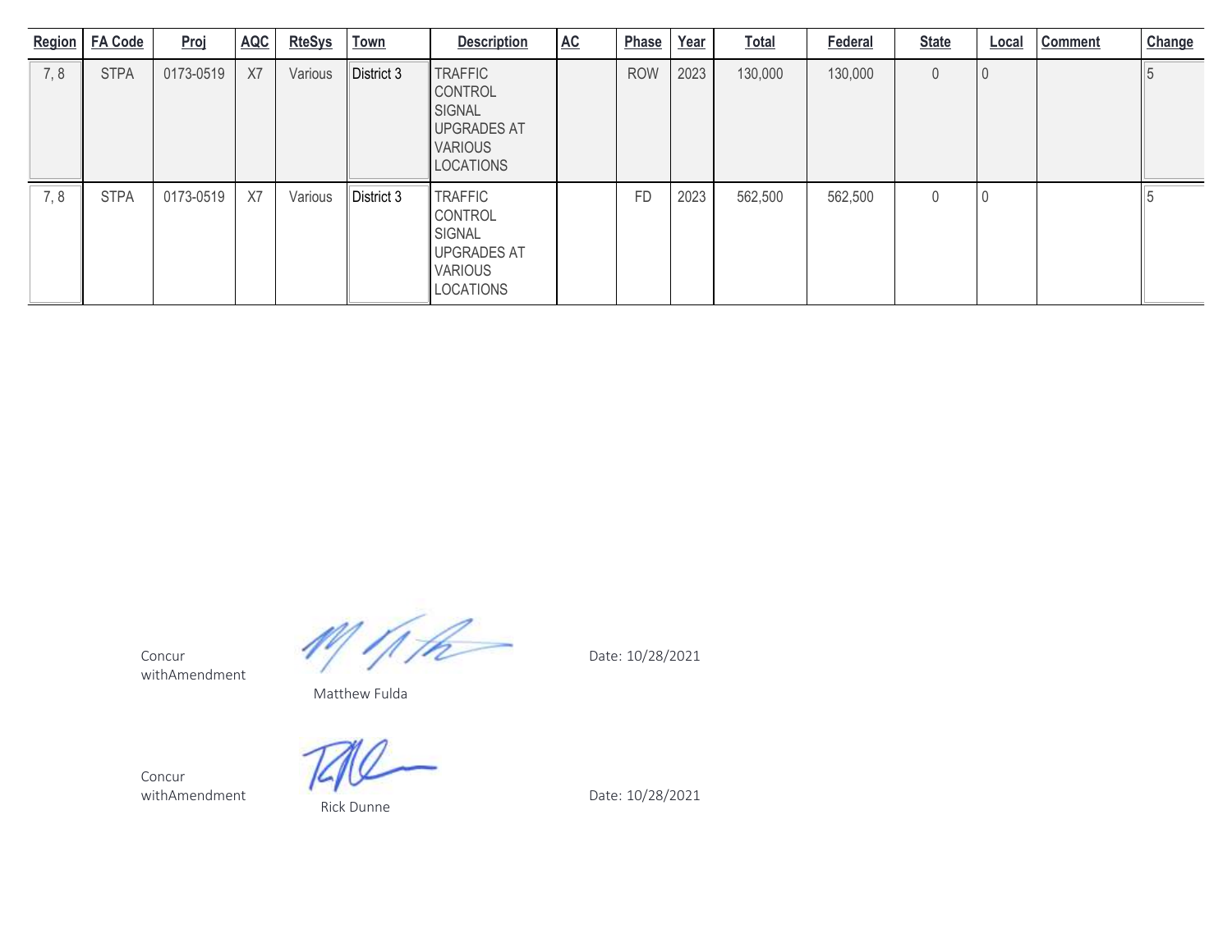| Region | FA Code | Proj | AQC | RteSys | Town | Description | AC | Phase | Year | Total | Federal | State | Local | Comment | Change |
|---|---|---|---|---|---|---|---|---|---|---|---|---|---|---|---|
| 7, 8 | STPA | 0173-0519 | X7 | Various | District 3 | TRAFFIC CONTROL SIGNAL UPGRADES AT VARIOUS LOCATIONS | | ROW | 2023 | 130,000 | 130,000 | 0 | 0 | | 5 |
| 7, 8 | STPA | 0173-0519 | X7 | Various | District 3 | TRAFFIC CONTROL SIGNAL UPGRADES AT VARIOUS LOCATIONS | | FD | 2023 | 562,500 | 562,500 | 0 | 0 | | 5 |

Concur withAmendment

Matthew Fulda

Date: 10/28/2021

Concur withAmendment

Rick Dunne

Date: 10/28/2021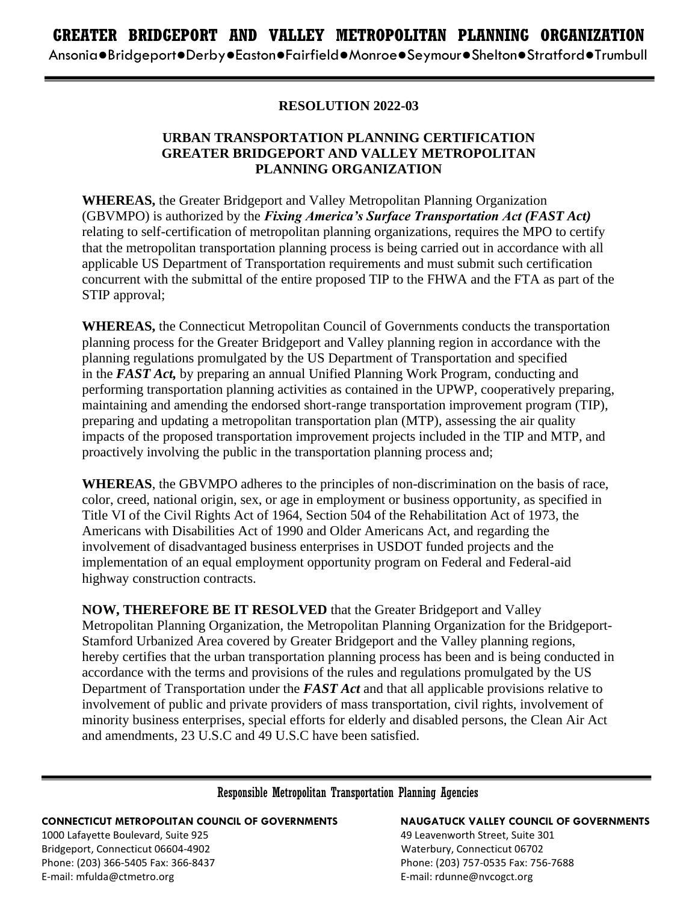# GREATER BRIDGEPORT AND VALLEY METROPOLITAN PLANNING ORGANIZATION

Ansonia●Bridgeport●Derby●Easton●Fairfield●Monroe●Seymour●Shelton●Stratford●Trumbull

---

**RESOLUTION 2022-03**

**URBAN TRANSPORTATION PLANNING CERTIFICATION GREATER BRIDGEPORT AND VALLEY METROPOLITAN PLANNING ORGANIZATION**

**WHEREAS,** the Greater Bridgeport and Valley Metropolitan Planning Organization (GBVMPO) is authorized by the ***Fixing America's Surface Transportation Act (FAST Act)*** relating to self-certification of metropolitan planning organizations, requires the MPO to certify that the metropolitan transportation planning process is being carried out in accordance with all applicable US Department of Transportation requirements and must submit such certification concurrent with the submittal of the entire proposed TIP to the FHWA and the FTA as part of the STIP approval;

**WHEREAS,** the Connecticut Metropolitan Council of Governments conducts the transportation planning process for the Greater Bridgeport and Valley planning region in accordance with the planning regulations promulgated by the US Department of Transportation and specified in the ***FAST Act,*** by preparing an annual Unified Planning Work Program, conducting and performing transportation planning activities as contained in the UPWP, cooperatively preparing, maintaining and amending the endorsed short-range transportation improvement program (TIP), preparing and updating a metropolitan transportation plan (MTP), assessing the air quality impacts of the proposed transportation improvement projects included in the TIP and MTP, and proactively involving the public in the transportation planning process and;

**WHEREAS**, the GBVMPO adheres to the principles of non-discrimination on the basis of race, color, creed, national origin, sex, or age in employment or business opportunity, as specified in Title VI of the Civil Rights Act of 1964, Section 504 of the Rehabilitation Act of 1973, the Americans with Disabilities Act of 1990 and Older Americans Act, and regarding the involvement of disadvantaged business enterprises in USDOT funded projects and the implementation of an equal employment opportunity program on Federal and Federal-aid highway construction contracts.

**NOW, THEREFORE BE IT RESOLVED** that the Greater Bridgeport and Valley Metropolitan Planning Organization, the Metropolitan Planning Organization for the Bridgeport-Stamford Urbanized Area covered by Greater Bridgeport and the Valley planning regions, hereby certifies that the urban transportation planning process has been and is being conducted in accordance with the terms and provisions of the rules and regulations promulgated by the US Department of Transportation under the ***FAST Act*** and that all applicable provisions relative to involvement of public and private providers of mass transportation, civil rights, involvement of minority business enterprises, special efforts for elderly and disabled persons, the Clean Air Act and amendments, 23 U.S.C and 49 U.S.C have been satisfied.

---

Responsible Metropolitan Transportation Planning Agencies

**CONNECTICUT METROPOLITAN COUNCIL OF GOVERNMENTS**
1000 Lafayette Boulevard, Suite 925
Bridgeport, Connecticut 06604-4902
Phone: (203) 366-5405 Fax: 366-8437
E-mail: mfulda@ctmetro.org

**NAUGATUCK VALLEY COUNCIL OF GOVERNMENTS**
49 Leavenworth Street, Suite 301
Waterbury, Connecticut 06702
Phone: (203) 757-0535 Fax: 756-7688
E-mail: rdunne@nvcogct.org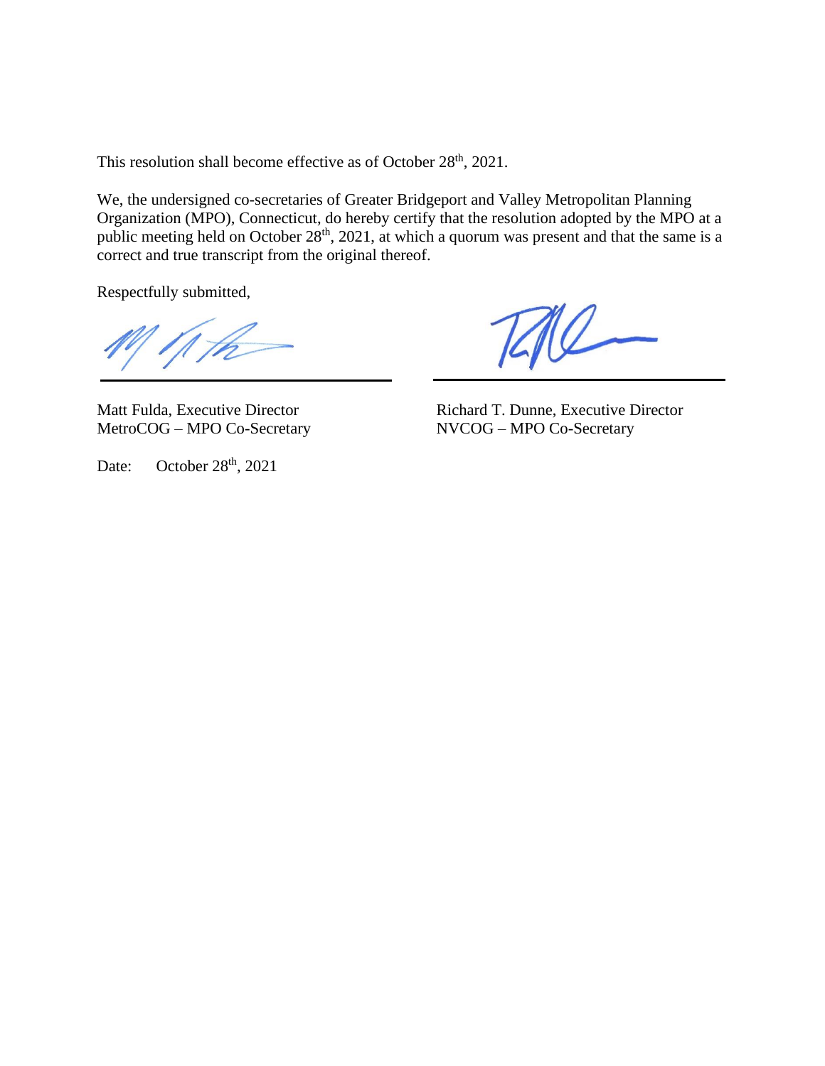This resolution shall become effective as of October 28th, 2021.

We, the undersigned co-secretaries of Greater Bridgeport and Valley Metropolitan Planning Organization (MPO), Connecticut, do hereby certify that the resolution adopted by the MPO at a public meeting held on October 28th, 2021, at which a quorum was present and that the same is a correct and true transcript from the original thereof.

Respectfully submitted,

Matt Fulda, Executive Director
MetroCOG – MPO Co-Secretary

Richard T. Dunne, Executive Director
NVCOG – MPO Co-Secretary

Date: October 28th, 2021